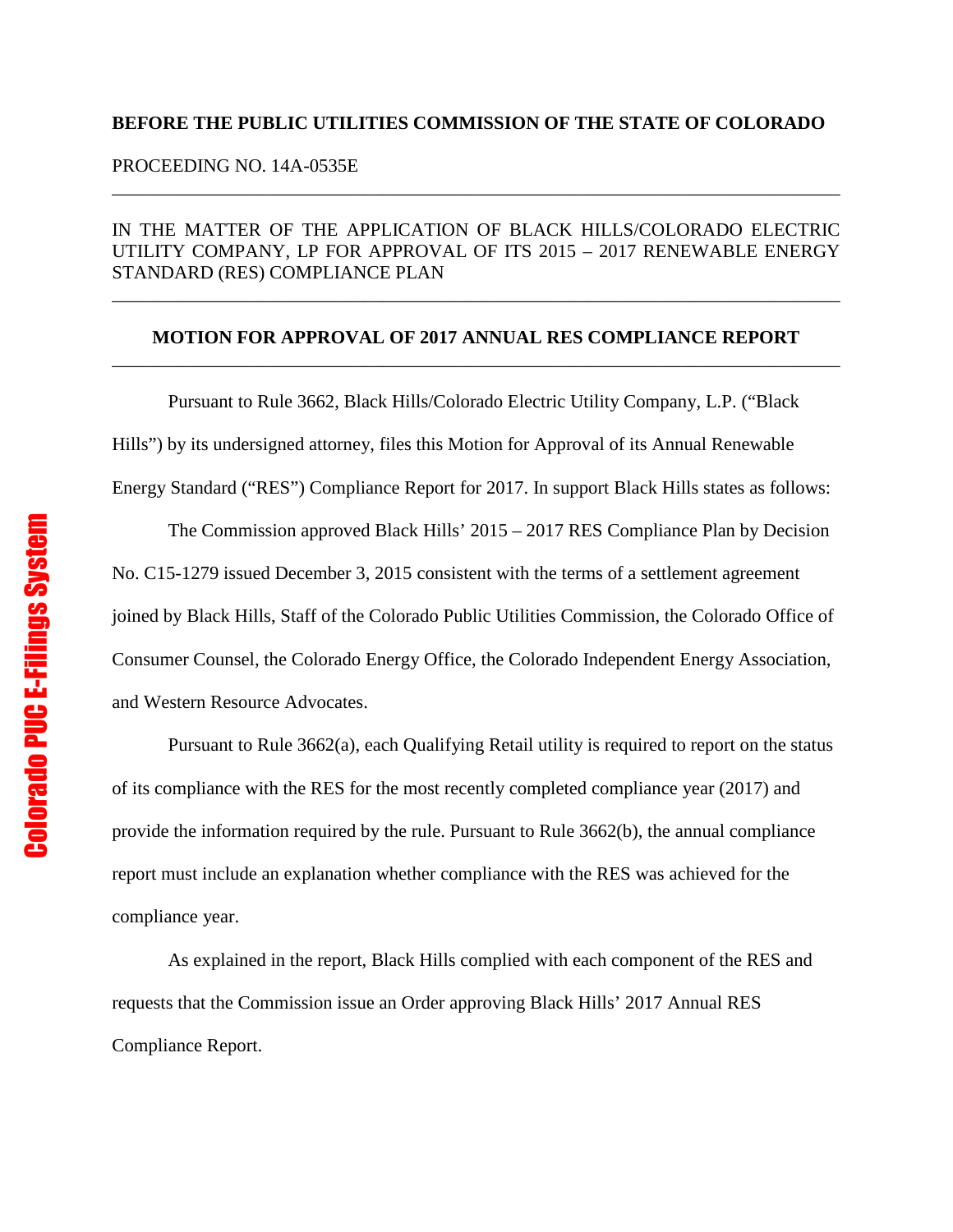**BEFORE THE PUBLIC UTILITIES COMMISSION OF THE STATE OF COLORADO**

PROCEEDING NO. 14A-0535E

---

IN THE MATTER OF THE APPLICATION OF BLACK HILLS/COLORADO ELECTRIC UTILITY COMPANY, LP FOR APPROVAL OF ITS 2015 – 2017 RENEWABLE ENERGY STANDARD (RES) COMPLIANCE PLAN

---

**MOTION FOR APPROVAL OF 2017 ANNUAL RES COMPLIANCE REPORT**

---

Pursuant to Rule 3662, Black Hills/Colorado Electric Utility Company, L.P. ("Black Hills") by its undersigned attorney, files this Motion for Approval of its Annual Renewable Energy Standard ("RES") Compliance Report for 2017. In support Black Hills states as follows:

The Commission approved Black Hills' 2015 – 2017 RES Compliance Plan by Decision No. C15-1279 issued December 3, 2015 consistent with the terms of a settlement agreement joined by Black Hills, Staff of the Colorado Public Utilities Commission, the Colorado Office of Consumer Counsel, the Colorado Energy Office, the Colorado Independent Energy Association, and Western Resource Advocates.

Pursuant to Rule 3662(a), each Qualifying Retail utility is required to report on the status of its compliance with the RES for the most recently completed compliance year (2017) and provide the information required by the rule. Pursuant to Rule 3662(b), the annual compliance report must include an explanation whether compliance with the RES was achieved for the compliance year.

As explained in the report, Black Hills complied with each component of the RES and requests that the Commission issue an Order approving Black Hills' 2017 Annual RES Compliance Report.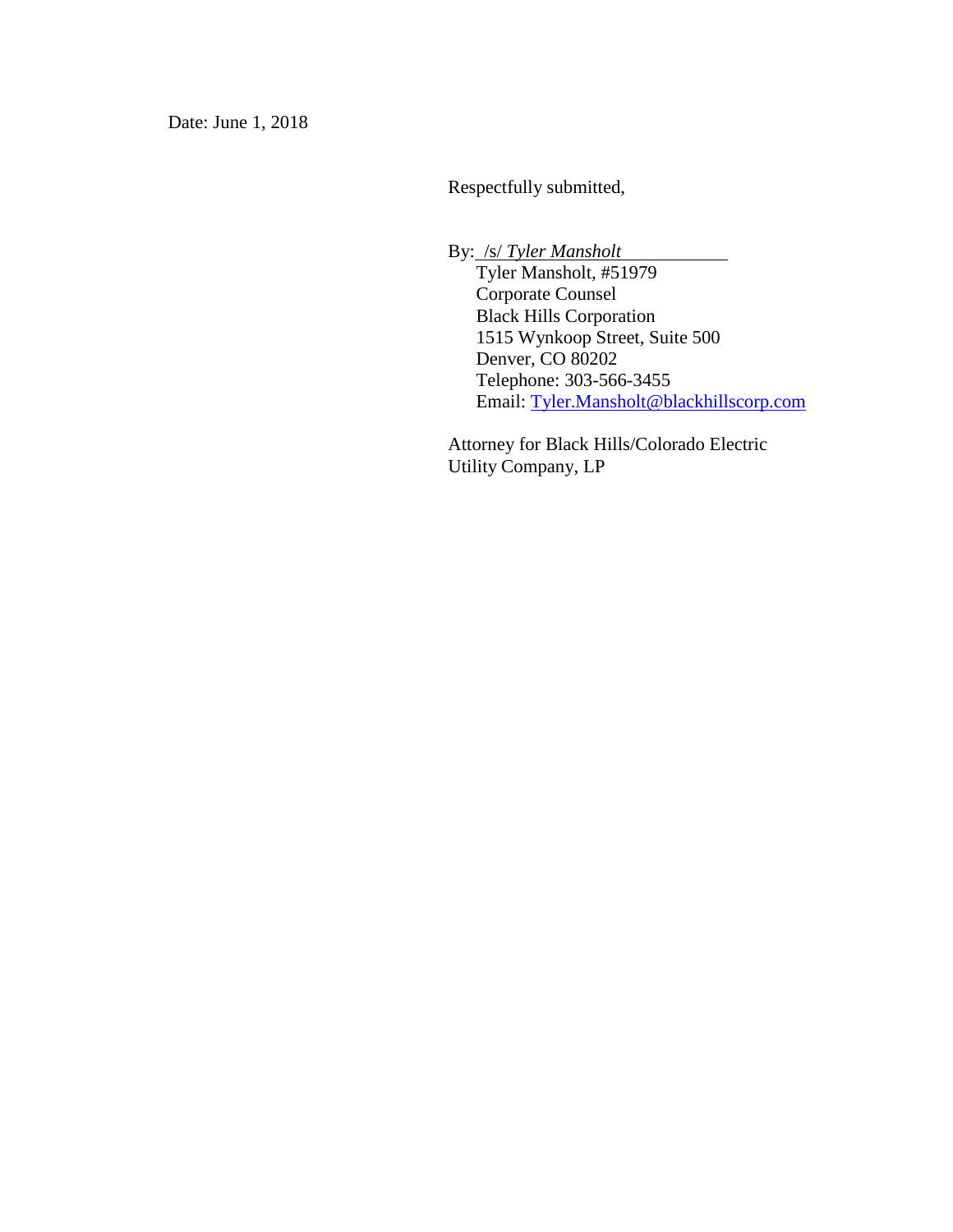Date: June 1, 2018

Respectfully submitted,

By: /s/ *Tyler Mansholt*

Tyler Mansholt, #51979
Corporate Counsel
Black Hills Corporation
1515 Wynkoop Street, Suite 500
Denver, CO 80202
Telephone: 303-566-3455
Email: Tyler.Mansholt@blackhillscorp.com

Attorney for Black Hills/Colorado Electric Utility Company, LP